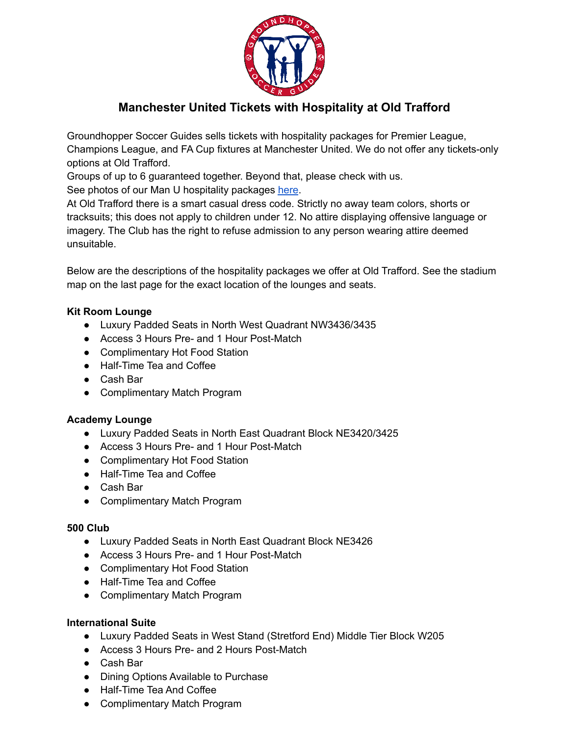# Manchester United Tickets with Hospitality at Old Trafford

Groundhopper Soccer Guides sells tickets with hospitality packages for Premier League, Champions League, and FA Cup fixtures at Manchester United. We do not offer any tickets-only options at Old Trafford.

Groups of up to 6 guaranteed together. Beyond that, please check with us.

See photos of our Man U hospitality packages here.

At Old Trafford there is a smart casual dress code. Strictly no away team colors, shorts or tracksuits; this does not apply to children under 12. No attire displaying offensive language or imagery. The Club has the right to refuse admission to any person wearing attire deemed unsuitable.

Below are the descriptions of the hospitality packages we offer at Old Trafford. See the stadium map on the last page for the exact location of the lounges and seats.

**Kit Room Lounge**

- Luxury Padded Seats in North West Quadrant NW3436/3435
- Access 3 Hours Pre- and 1 Hour Post-Match
- Complimentary Hot Food Station
- Half-Time Tea and Coffee
- Cash Bar
- Complimentary Match Program

**Academy Lounge**

- Luxury Padded Seats in North East Quadrant Block NE3420/3425
- Access 3 Hours Pre- and 1 Hour Post-Match
- Complimentary Hot Food Station
- Half-Time Tea and Coffee
- Cash Bar
- Complimentary Match Program

**500 Club**

- Luxury Padded Seats in North East Quadrant Block NE3426
- Access 3 Hours Pre- and 1 Hour Post-Match
- Complimentary Hot Food Station
- Half-Time Tea and Coffee
- Complimentary Match Program

**International Suite**

- Luxury Padded Seats in West Stand (Stretford End) Middle Tier Block W205
- Access 3 Hours Pre- and 2 Hours Post-Match
- Cash Bar
- Dining Options Available to Purchase
- Half-Time Tea And Coffee
- Complimentary Match Program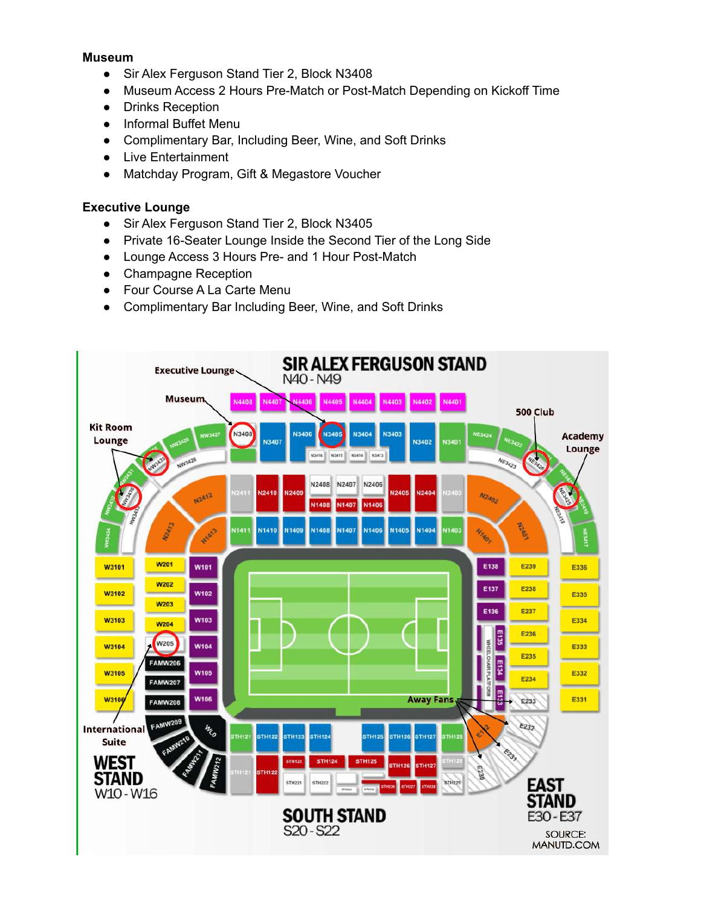**Museum**

- Sir Alex Ferguson Stand Tier 2, Block N3408
- Museum Access 2 Hours Pre-Match or Post-Match Depending on Kickoff Time
- Drinks Reception
- Informal Buffet Menu
- Complimentary Bar, Including Beer, Wine, and Soft Drinks
- Live Entertainment
- Matchday Program, Gift & Megastore Voucher

**Executive Lounge**

- Sir Alex Ferguson Stand Tier 2, Block N3405
- Private 16-Seater Lounge Inside the Second Tier of the Long Side
- Lounge Access 3 Hours Pre- and 1 Hour Post-Match
- Champagne Reception
- Four Course A La Carte Menu
- Complimentary Bar Including Beer, Wine, and Soft Drinks

SIR ALEX FERGUSON STAND
N40 - N49

Executive Lounge

Museum

Kit Room Lounge

500 Club

Academy Lounge

International Suite

Away Fans

WEST STAND
W10 - W16

SOUTH STAND
S20 - S22

EAST STAND
E30 - E37

SOURCE: MANUTD.COM